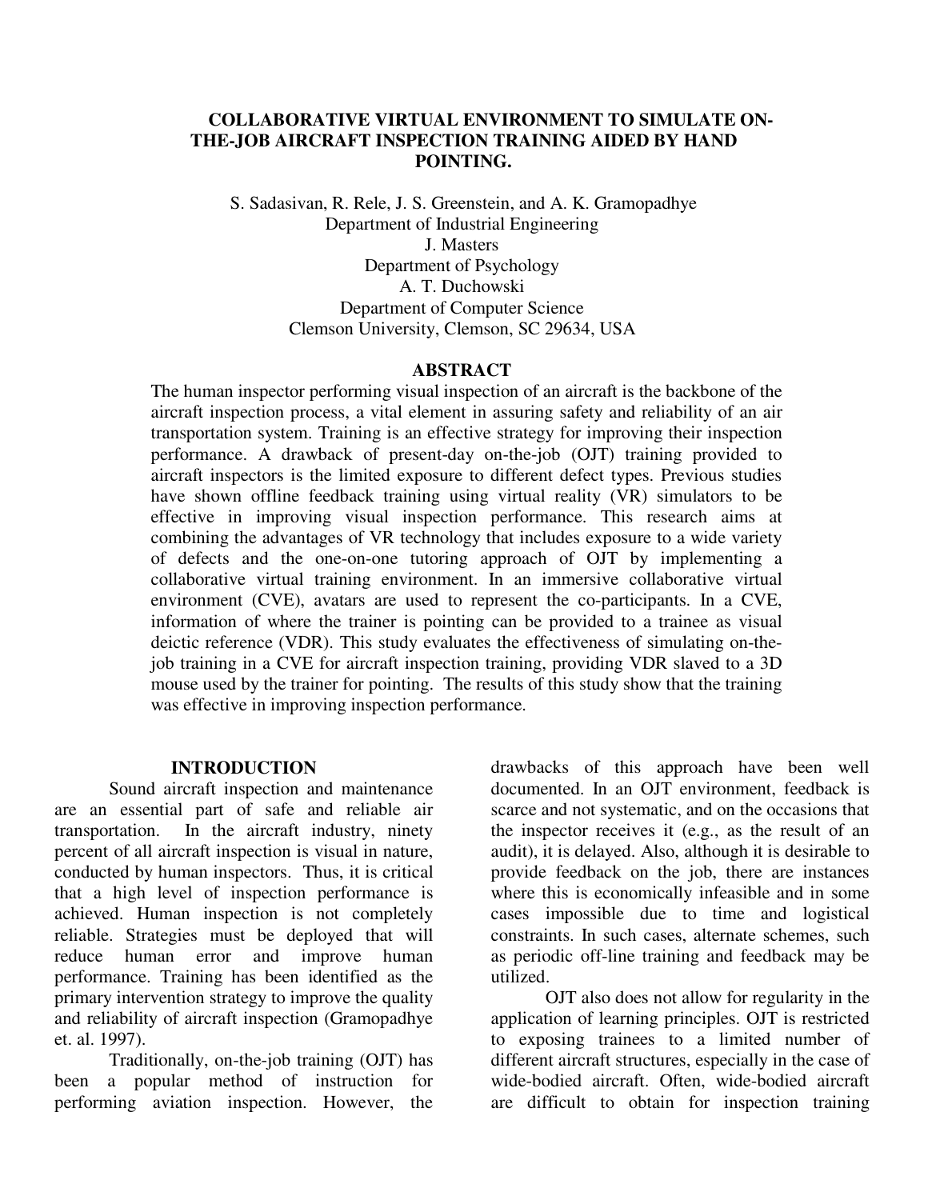# COLLABORATIVE VIRTUAL ENVIRONMENT TO SIMULATE ON-THE-JOB AIRCRAFT INSPECTION TRAINING AIDED BY HAND POINTING.

S. Sadasivan, R. Rele, J. S. Greenstein, and A. K. Gramopadhye
Department of Industrial Engineering
J. Masters
Department of Psychology
A. T. Duchowski
Department of Computer Science
Clemson University, Clemson, SC 29634, USA

## ABSTRACT

The human inspector performing visual inspection of an aircraft is the backbone of the aircraft inspection process, a vital element in assuring safety and reliability of an air transportation system. Training is an effective strategy for improving their inspection performance. A drawback of present-day on-the-job (OJT) training provided to aircraft inspectors is the limited exposure to different defect types. Previous studies have shown offline feedback training using virtual reality (VR) simulators to be effective in improving visual inspection performance. This research aims at combining the advantages of VR technology that includes exposure to a wide variety of defects and the one-on-one tutoring approach of OJT by implementing a collaborative virtual training environment. In an immersive collaborative virtual environment (CVE), avatars are used to represent the co-participants. In a CVE, information of where the trainer is pointing can be provided to a trainee as visual deictic reference (VDR). This study evaluates the effectiveness of simulating on-the-job training in a CVE for aircraft inspection training, providing VDR slaved to a 3D mouse used by the trainer for pointing. The results of this study show that the training was effective in improving inspection performance.

## INTRODUCTION

Sound aircraft inspection and maintenance are an essential part of safe and reliable air transportation. In the aircraft industry, ninety percent of all aircraft inspection is visual in nature, conducted by human inspectors. Thus, it is critical that a high level of inspection performance is achieved. Human inspection is not completely reliable. Strategies must be deployed that will reduce human error and improve human performance. Training has been identified as the primary intervention strategy to improve the quality and reliability of aircraft inspection (Gramopadhye et. al. 1997).

Traditionally, on-the-job training (OJT) has been a popular method of instruction for performing aviation inspection. However, the drawbacks of this approach have been well documented. In an OJT environment, feedback is scarce and not systematic, and on the occasions that the inspector receives it (e.g., as the result of an audit), it is delayed. Also, although it is desirable to provide feedback on the job, there are instances where this is economically infeasible and in some cases impossible due to time and logistical constraints. In such cases, alternate schemes, such as periodic off-line training and feedback may be utilized.

OJT also does not allow for regularity in the application of learning principles. OJT is restricted to exposing trainees to a limited number of different aircraft structures, especially in the case of wide-bodied aircraft. Often, wide-bodied aircraft are difficult to obtain for inspection training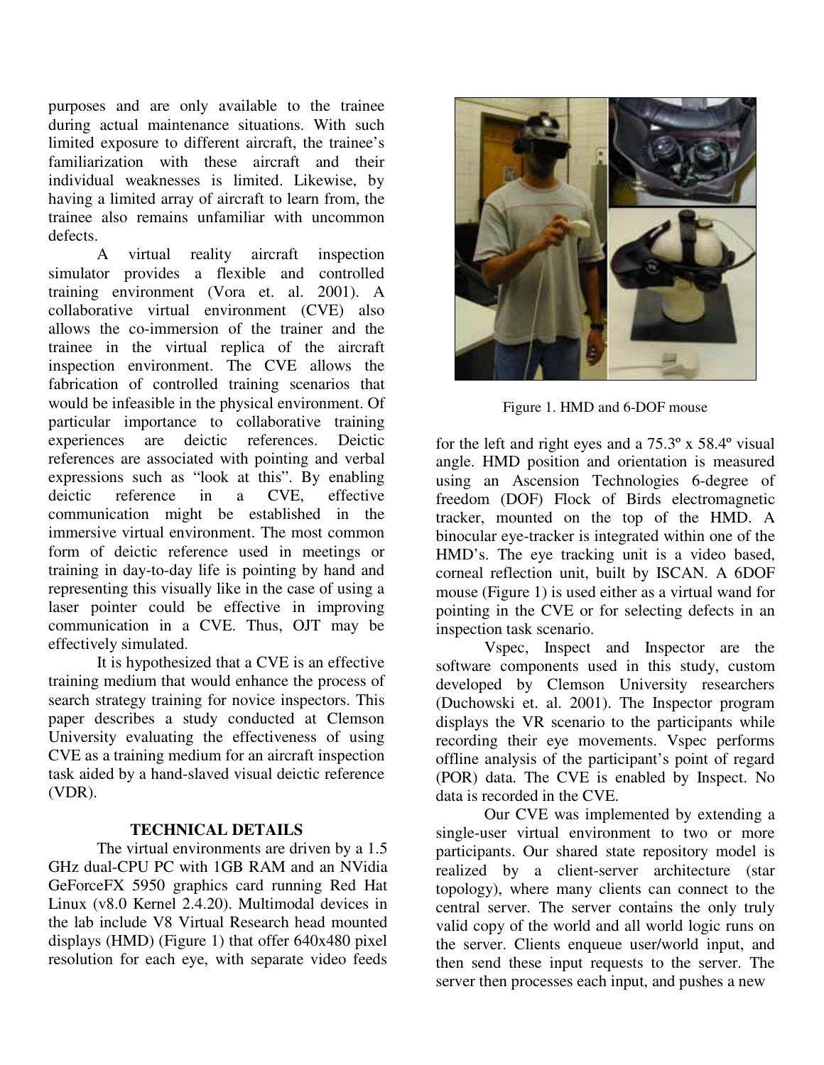purposes and are only available to the trainee during actual maintenance situations. With such limited exposure to different aircraft, the trainee's familiarization with these aircraft and their individual weaknesses is limited. Likewise, by having a limited array of aircraft to learn from, the trainee also remains unfamiliar with uncommon defects.

A virtual reality aircraft inspection simulator provides a flexible and controlled training environment (Vora et. al. 2001). A collaborative virtual environment (CVE) also allows the co-immersion of the trainer and the trainee in the virtual replica of the aircraft inspection environment. The CVE allows the fabrication of controlled training scenarios that would be infeasible in the physical environment. Of particular importance to collaborative training experiences are deictic references. Deictic references are associated with pointing and verbal expressions such as "look at this". By enabling deictic reference in a CVE, effective communication might be established in the immersive virtual environment. The most common form of deictic reference used in meetings or training in day-to-day life is pointing by hand and representing this visually like in the case of using a laser pointer could be effective in improving communication in a CVE. Thus, OJT may be effectively simulated.

It is hypothesized that a CVE is an effective training medium that would enhance the process of search strategy training for novice inspectors. This paper describes a study conducted at Clemson University evaluating the effectiveness of using CVE as a training medium for an aircraft inspection task aided by a hand-slaved visual deictic reference (VDR).

## TECHNICAL DETAILS

The virtual environments are driven by a 1.5 GHz dual-CPU PC with 1GB RAM and an NVidia GeForceFX 5950 graphics card running Red Hat Linux (v8.0 Kernel 2.4.20). Multimodal devices in the lab include V8 Virtual Research head mounted displays (HMD) (Figure 1) that offer 640x480 pixel resolution for each eye, with separate video feeds for the left and right eyes and a 75.3º x 58.4º visual angle. HMD position and orientation is measured using an Ascension Technologies 6-degree of freedom (DOF) Flock of Birds electromagnetic tracker, mounted on the top of the HMD. A binocular eye-tracker is integrated within one of the HMD's. The eye tracking unit is a video based, corneal reflection unit, built by ISCAN. A 6DOF mouse (Figure 1) is used either as a virtual wand for pointing in the CVE or for selecting defects in an inspection task scenario.

Figure 1. HMD and 6-DOF mouse

Vspec, Inspect and Inspector are the software components used in this study, custom developed by Clemson University researchers (Duchowski et. al. 2001). The Inspector program displays the VR scenario to the participants while recording their eye movements. Vspec performs offline analysis of the participant's point of regard (POR) data. The CVE is enabled by Inspect. No data is recorded in the CVE.

Our CVE was implemented by extending a single-user virtual environment to two or more participants. Our shared state repository model is realized by a client-server architecture (star topology), where many clients can connect to the central server. The server contains the only truly valid copy of the world and all world logic runs on the server. Clients enqueue user/world input, and then send these input requests to the server. The server then processes each input, and pushes a new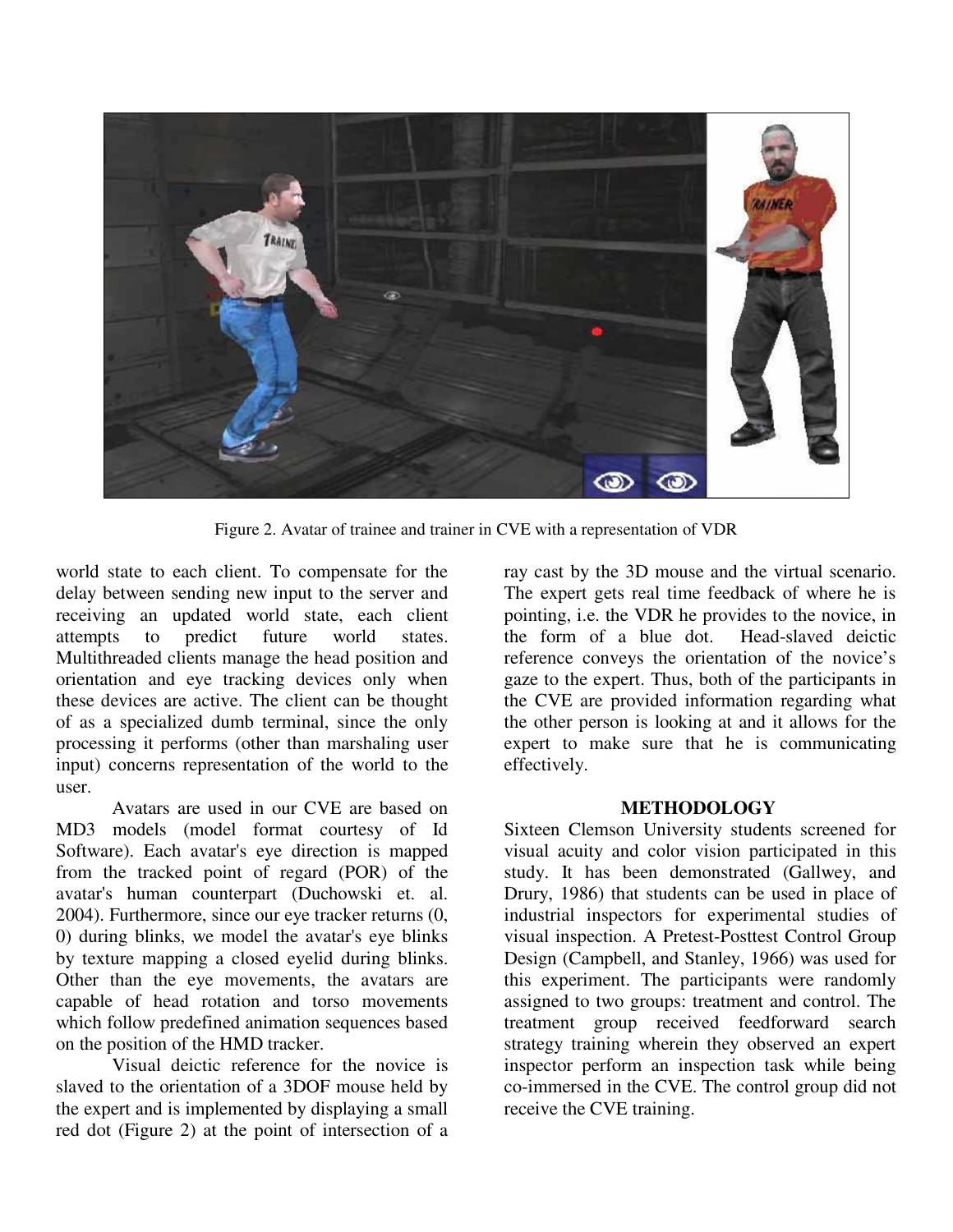Figure 2. Avatar of trainee and trainer in CVE with a representation of VDR

world state to each client. To compensate for the delay between sending new input to the server and receiving an updated world state, each client attempts to predict future world states. Multithreaded clients manage the head position and orientation and eye tracking devices only when these devices are active. The client can be thought of as a specialized dumb terminal, since the only processing it performs (other than marshaling user input) concerns representation of the world to the user.

Avatars are used in our CVE are based on MD3 models (model format courtesy of Id Software). Each avatar's eye direction is mapped from the tracked point of regard (POR) of the avatar's human counterpart (Duchowski et. al. 2004). Furthermore, since our eye tracker returns (0, 0) during blinks, we model the avatar's eye blinks by texture mapping a closed eyelid during blinks. Other than the eye movements, the avatars are capable of head rotation and torso movements which follow predefined animation sequences based on the position of the HMD tracker.

Visual deictic reference for the novice is slaved to the orientation of a 3DOF mouse held by the expert and is implemented by displaying a small red dot (Figure 2) at the point of intersection of a ray cast by the 3D mouse and the virtual scenario. The expert gets real time feedback of where he is pointing, i.e. the VDR he provides to the novice, in the form of a blue dot. Head-slaved deictic reference conveys the orientation of the novice's gaze to the expert. Thus, both of the participants in the CVE are provided information regarding what the other person is looking at and it allows for the expert to make sure that he is communicating effectively.

## METHODOLOGY

Sixteen Clemson University students screened for visual acuity and color vision participated in this study. It has been demonstrated (Gallwey, and Drury, 1986) that students can be used in place of industrial inspectors for experimental studies of visual inspection. A Pretest-Posttest Control Group Design (Campbell, and Stanley, 1966) was used for this experiment. The participants were randomly assigned to two groups: treatment and control. The treatment group received feedforward search strategy training wherein they observed an expert inspector perform an inspection task while being co-immersed in the CVE. The control group did not receive the CVE training.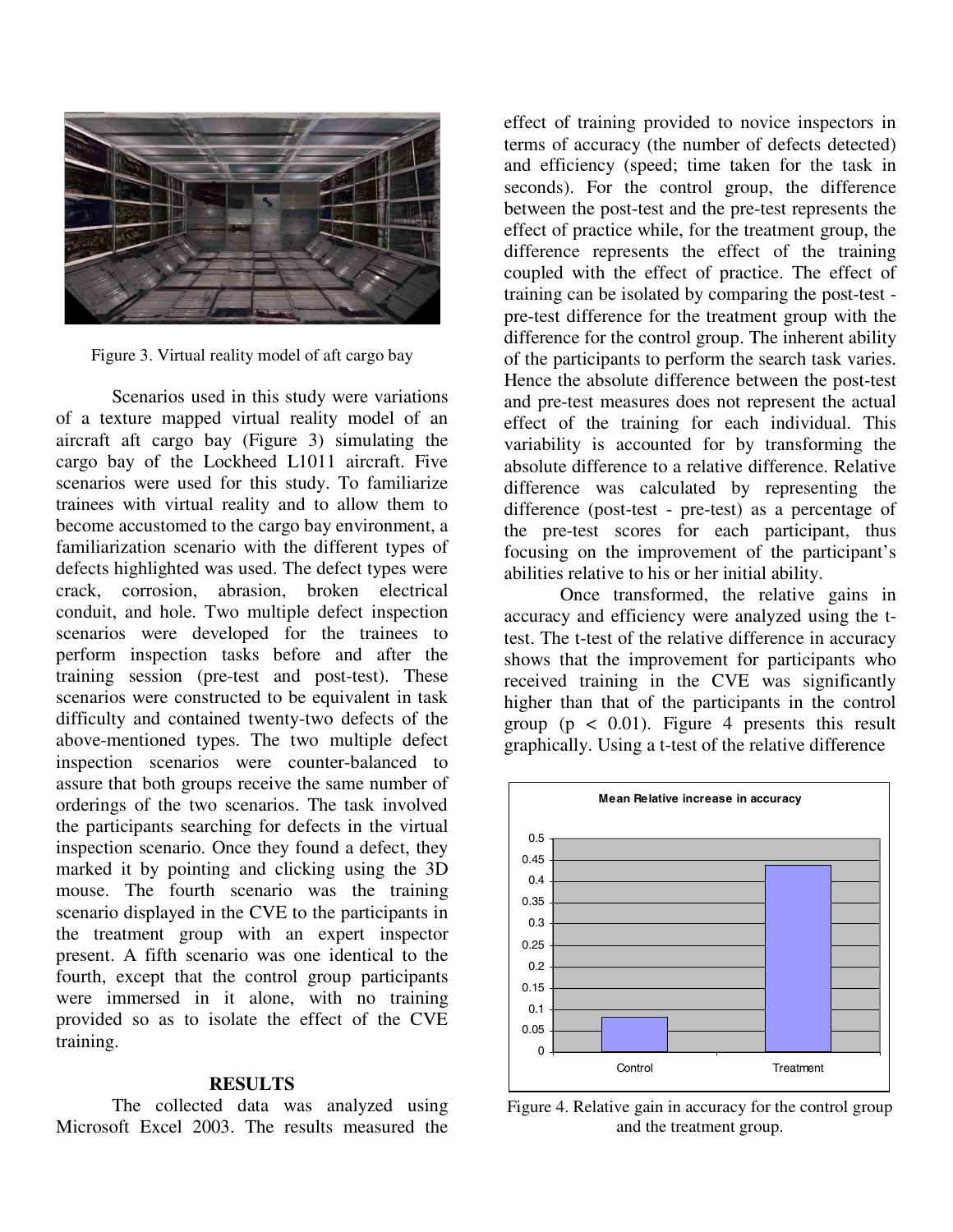Figure 3. Virtual reality model of aft cargo bay

Scenarios used in this study were variations of a texture mapped virtual reality model of an aircraft aft cargo bay (Figure 3) simulating the cargo bay of the Lockheed L1011 aircraft. Five scenarios were used for this study. To familiarize trainees with virtual reality and to allow them to become accustomed to the cargo bay environment, a familiarization scenario with the different types of defects highlighted was used. The defect types were crack, corrosion, abrasion, broken electrical conduit, and hole. Two multiple defect inspection scenarios were developed for the trainees to perform inspection tasks before and after the training session (pre-test and post-test). These scenarios were constructed to be equivalent in task difficulty and contained twenty-two defects of the above-mentioned types. The two multiple defect inspection scenarios were counter-balanced to assure that both groups receive the same number of orderings of the two scenarios. The task involved the participants searching for defects in the virtual inspection scenario. Once they found a defect, they marked it by pointing and clicking using the 3D mouse. The fourth scenario was the training scenario displayed in the CVE to the participants in the treatment group with an expert inspector present. A fifth scenario was one identical to the fourth, except that the control group participants were immersed in it alone, with no training provided so as to isolate the effect of the CVE training.

## RESULTS

The collected data was analyzed using Microsoft Excel 2003. The results measured the effect of training provided to novice inspectors in terms of accuracy (the number of defects detected) and efficiency (speed; time taken for the task in seconds). For the control group, the difference between the post-test and the pre-test represents the effect of practice while, for the treatment group, the difference represents the effect of the training coupled with the effect of practice. The effect of training can be isolated by comparing the post-test - pre-test difference for the treatment group with the difference for the control group. The inherent ability of the participants to perform the search task varies. Hence the absolute difference between the post-test and pre-test measures does not represent the actual effect of the training for each individual. This variability is accounted for by transforming the absolute difference to a relative difference. Relative difference was calculated by representing the difference (post-test - pre-test) as a percentage of the pre-test scores for each participant, thus focusing on the improvement of the participant's abilities relative to his or her initial ability.

Once transformed, the relative gains in accuracy and efficiency were analyzed using the t-test. The t-test of the relative difference in accuracy shows that the improvement for participants who received training in the CVE was significantly higher than that of the participants in the control group ($p < 0.01$). Figure 4 presents this result graphically. Using a t-test of the relative difference

Mean Relative increase in accuracy

0.5
0.45
0.4
0.35
0.3
0.25
0.2
0.15
0.1
0.05
0

Control
Treatment

Figure 4. Relative gain in accuracy for the control group and the treatment group.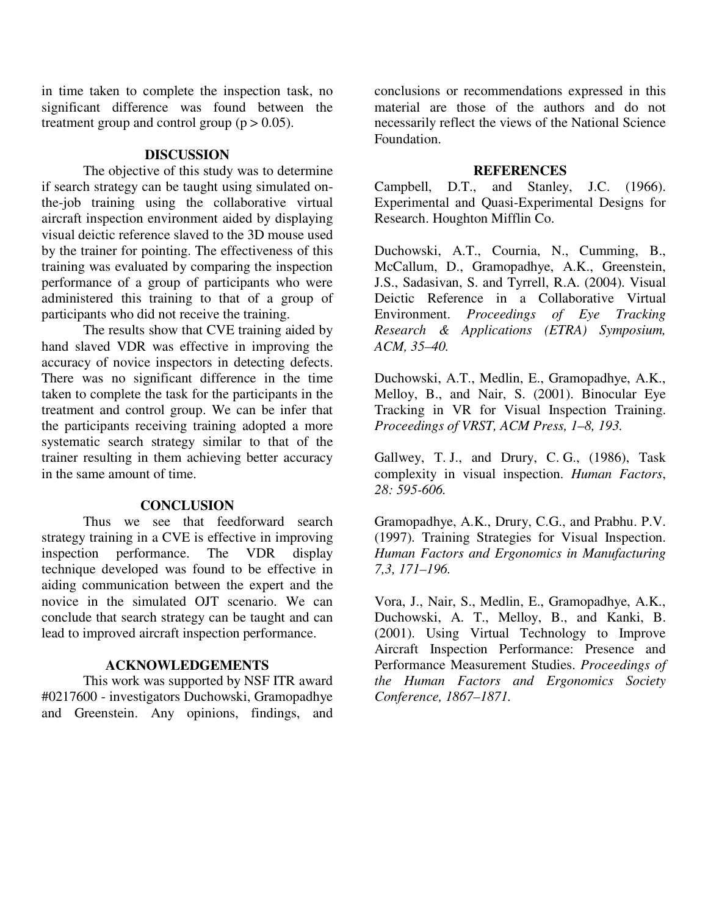in time taken to complete the inspection task, no significant difference was found between the treatment group and control group ($p > 0.05$).

## DISCUSSION

The objective of this study was to determine if search strategy can be taught using simulated on-the-job training using the collaborative virtual aircraft inspection environment aided by displaying visual deictic reference slaved to the 3D mouse used by the trainer for pointing. The effectiveness of this training was evaluated by comparing the inspection performance of a group of participants who were administered this training to that of a group of participants who did not receive the training.

The results show that CVE training aided by hand slaved VDR was effective in improving the accuracy of novice inspectors in detecting defects. There was no significant difference in the time taken to complete the task for the participants in the treatment and control group. We can be infer that the participants receiving training adopted a more systematic search strategy similar to that of the trainer resulting in them achieving better accuracy in the same amount of time.

## CONCLUSION

Thus we see that feedforward search strategy training in a CVE is effective in improving inspection performance. The VDR display technique developed was found to be effective in aiding communication between the expert and the novice in the simulated OJT scenario. We can conclude that search strategy can be taught and can lead to improved aircraft inspection performance.

## ACKNOWLEDGEMENTS

This work was supported by NSF ITR award #0217600 - investigators Duchowski, Gramopadhye and Greenstein. Any opinions, findings, and conclusions or recommendations expressed in this material are those of the authors and do not necessarily reflect the views of the National Science Foundation.

## REFERENCES

Campbell, D.T., and Stanley, J.C. (1966). Experimental and Quasi-Experimental Designs for Research. Houghton Mifflin Co.

Duchowski, A.T., Cournia, N., Cumming, B., McCallum, D., Gramopadhye, A.K., Greenstein, J.S., Sadasivan, S. and Tyrrell, R.A. (2004). Visual Deictic Reference in a Collaborative Virtual Environment. *Proceedings of Eye Tracking Research & Applications (ETRA) Symposium, ACM, 35–40.*

Duchowski, A.T., Medlin, E., Gramopadhye, A.K., Melloy, B., and Nair, S. (2001). Binocular Eye Tracking in VR for Visual Inspection Training. *Proceedings of VRST, ACM Press, 1–8, 193.*

Gallwey, T. J., and Drury, C. G., (1986), Task complexity in visual inspection. *Human Factors, 28: 595-606.*

Gramopadhye, A.K., Drury, C.G., and Prabhu. P.V. (1997). Training Strategies for Visual Inspection. *Human Factors and Ergonomics in Manufacturing 7,3, 171–196.*

Vora, J., Nair, S., Medlin, E., Gramopadhye, A.K., Duchowski, A. T., Melloy, B., and Kanki, B. (2001). Using Virtual Technology to Improve Aircraft Inspection Performance: Presence and Performance Measurement Studies. *Proceedings of the Human Factors and Ergonomics Society Conference, 1867–1871.*